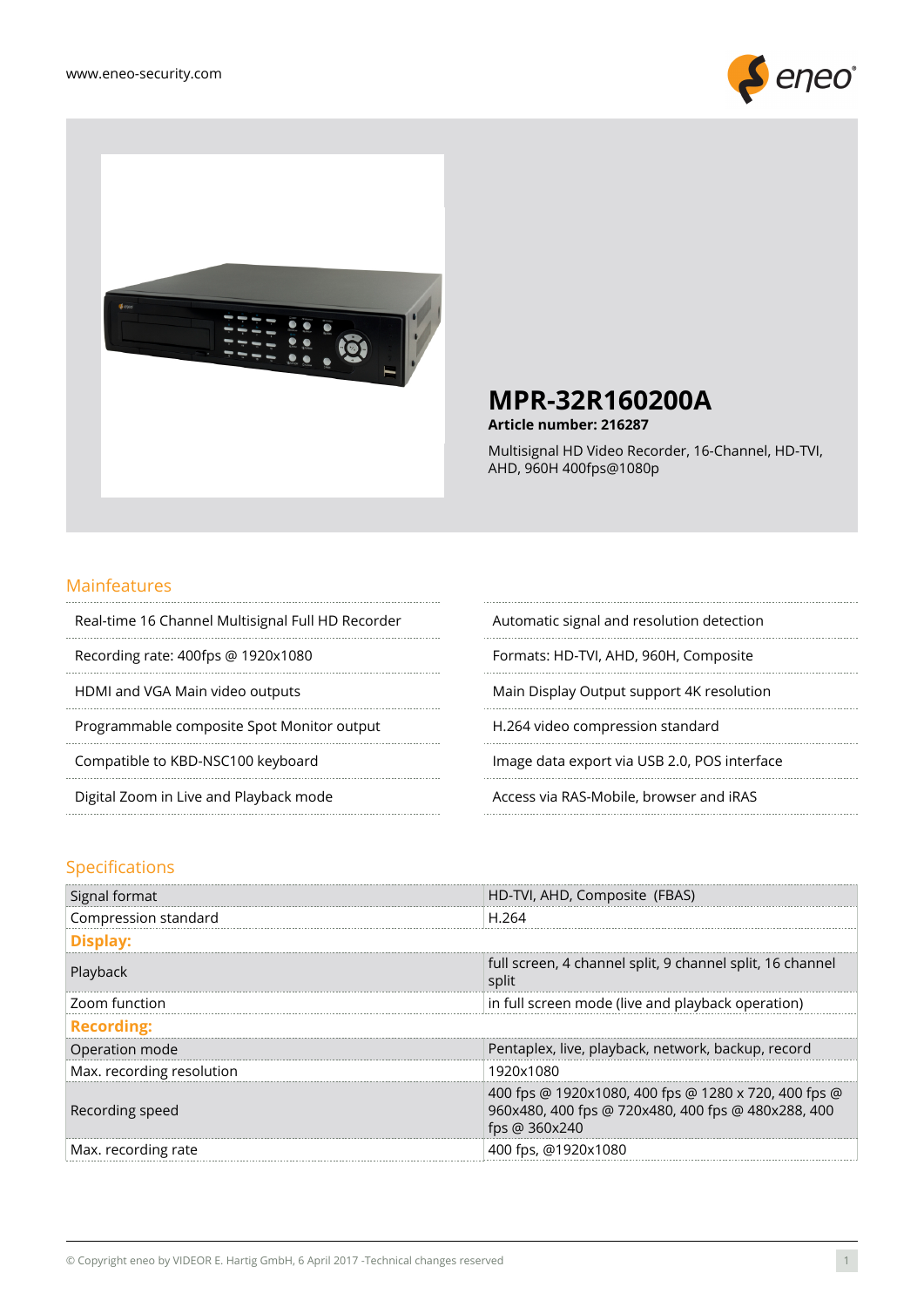www.eneo-security.com

# MPR-32R160200A

**Article number: 216287**

Multisignal HD Video Recorder, 16-Channel, HD-TVI, AHD, 960H 400fps@1080p

## Mainfeatures

- Real-time 16 Channel Multisignal Full HD Recorder
- Recording rate: 400fps @ 1920x1080
- HDMI and VGA Main video outputs
- Programmable composite Spot Monitor output
- Compatible to KBD-NSC100 keyboard
- Digital Zoom in Live and Playback mode
- Automatic signal and resolution detection
- Formats: HD-TVI, AHD, 960H, Composite
- Main Display Output support 4K resolution
- H.264 video compression standard
- Image data export via USB 2.0, POS interface
- Access via RAS-Mobile, browser and iRAS

## Specifications

| | |
|---|---|
| Signal format | HD-TVI, AHD, Composite (FBAS) |
| Compression standard | H.264 |
| **Display:** | |
| Playback | full screen, 4 channel split, 9 channel split, 16 channel split |
| Zoom function | in full screen mode (live and playback operation) |
| **Recording:** | |
| Operation mode | Pentaplex, live, playback, network, backup, record |
| Max. recording resolution | 1920x1080 |
| Recording speed | 400 fps @ 1920x1080, 400 fps @ 1280 x 720, 400 fps @ 960x480, 400 fps @ 720x480, 400 fps @ 480x288, 400 fps @ 360x240 |
| Max. recording rate | 400 fps, @1920x1080 |

© Copyright eneo by VIDEOR E. Hartig GmbH, 6 April 2017 -Technical changes reserved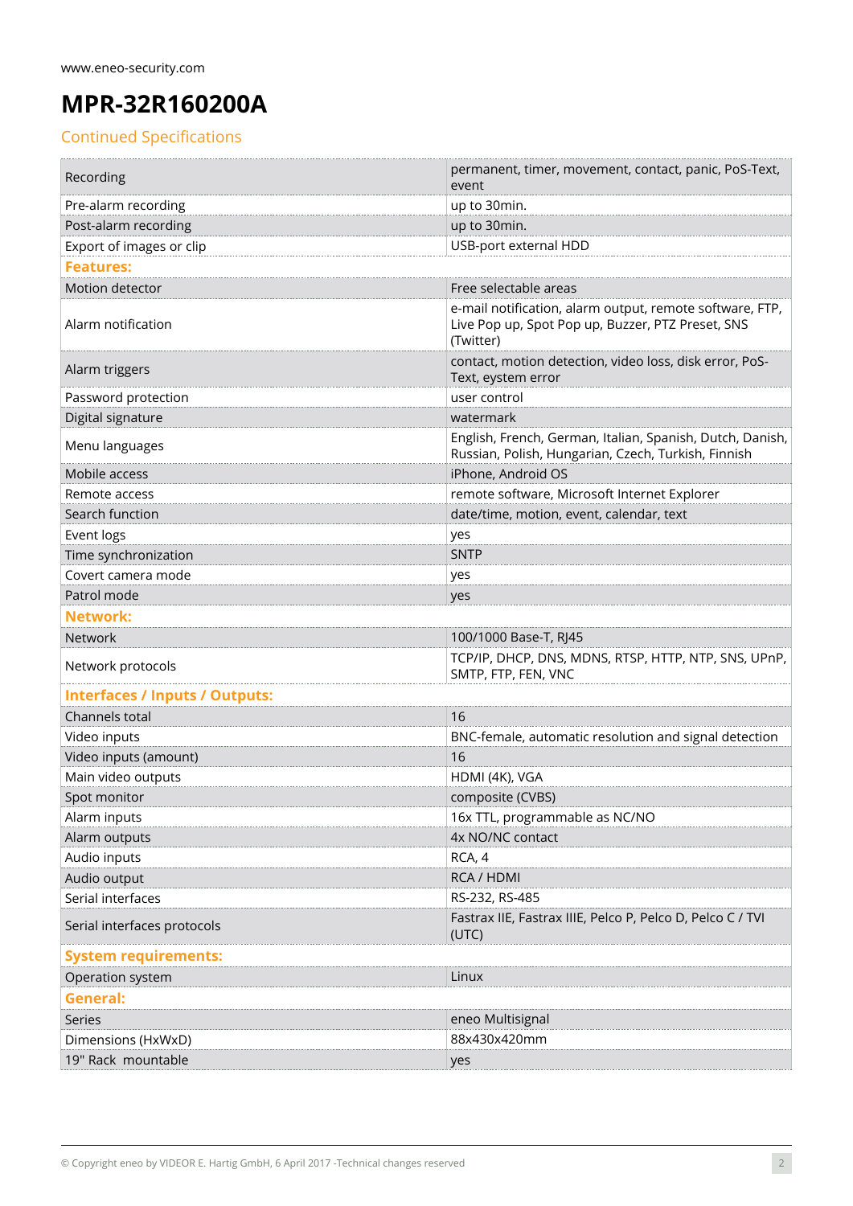www.eneo-security.com

# MPR-32R160200A

## Continued Specifications

| | |
|---|---|
| Recording | permanent, timer, movement, contact, panic, PoS-Text, event |
| Pre-alarm recording | up to 30min. |
| Post-alarm recording | up to 30min. |
| Export of images or clip | USB-port external HDD |
| **Features:** | |
| Motion detector | Free selectable areas |
| Alarm notification | e-mail notification, alarm output, remote software, FTP, Live Pop up, Spot Pop up, Buzzer, PTZ Preset, SNS (Twitter) |
| Alarm triggers | contact, motion detection, video loss, disk error, PoS-Text, eystem error |
| Password protection | user control |
| Digital signature | watermark |
| Menu languages | English, French, German, Italian, Spanish, Dutch, Danish, Russian, Polish, Hungarian, Czech, Turkish, Finnish |
| Mobile access | iPhone, Android OS |
| Remote access | remote software, Microsoft Internet Explorer |
| Search function | date/time, motion, event, calendar, text |
| Event logs | yes |
| Time synchronization | SNTP |
| Covert camera mode | yes |
| Patrol mode | yes |
| **Network:** | |
| Network | 100/1000 Base-T, RJ45 |
| Network protocols | TCP/IP, DHCP, DNS, MDNS, RTSP, HTTP, NTP, SNS, UPnP, SMTP, FTP, FEN, VNC |
| **Interfaces / Inputs / Outputs:** | |
| Channels total | 16 |
| Video inputs | BNC-female, automatic resolution and signal detection |
| Video inputs (amount) | 16 |
| Main video outputs | HDMI (4K), VGA |
| Spot monitor | composite (CVBS) |
| Alarm inputs | 16x TTL, programmable as NC/NO |
| Alarm outputs | 4x NO/NC contact |
| Audio inputs | RCA, 4 |
| Audio output | RCA / HDMI |
| Serial interfaces | RS-232, RS-485 |
| Serial interfaces protocols | Fastrax IIE, Fastrax IIIE, Pelco P, Pelco D, Pelco C / TVI (UTC) |
| **System requirements:** | |
| Operation system | Linux |
| **General:** | |
| Series | eneo Multisignal |
| Dimensions (HxWxD) | 88x430x420mm |
| 19" Rack mountable | yes |

© Copyright eneo by VIDEOR E. Hartig GmbH, 6 April 2017 -Technical changes reserved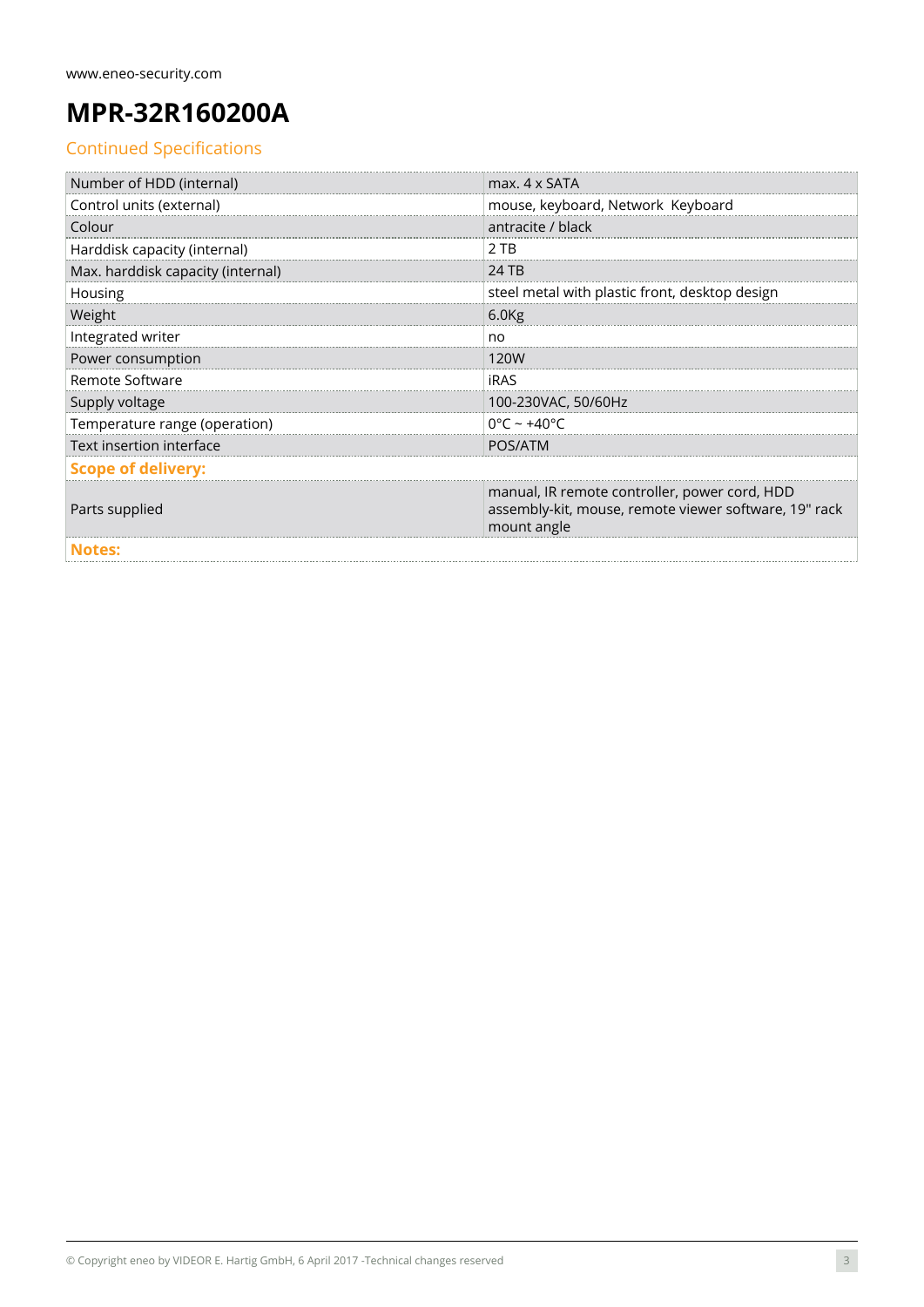www.eneo-security.com

# MPR-32R160200A

## Continued Specifications

| | |
|---|---|
| Number of HDD (internal) | max. 4 x SATA |
| Control units (external) | mouse, keyboard, Network Keyboard |
| Colour | antracite / black |
| Harddisk capacity (internal) | 2 TB |
| Max. harddisk capacity (internal) | 24 TB |
| Housing | steel metal with plastic front, desktop design |
| Weight | 6.0Kg |
| Integrated writer | no |
| Power consumption | 120W |
| Remote Software | iRAS |
| Supply voltage | 100-230VAC, 50/60Hz |
| Temperature range (operation) | 0°C ~ +40°C |
| Text insertion interface | POS/ATM |
| **Scope of delivery:** | |
| Parts supplied | manual, IR remote controller, power cord, HDD assembly-kit, mouse, remote viewer software, 19" rack mount angle |
| **Notes:** | |

© Copyright eneo by VIDEOR E. Hartig GmbH, 6 April 2017 -Technical changes reserved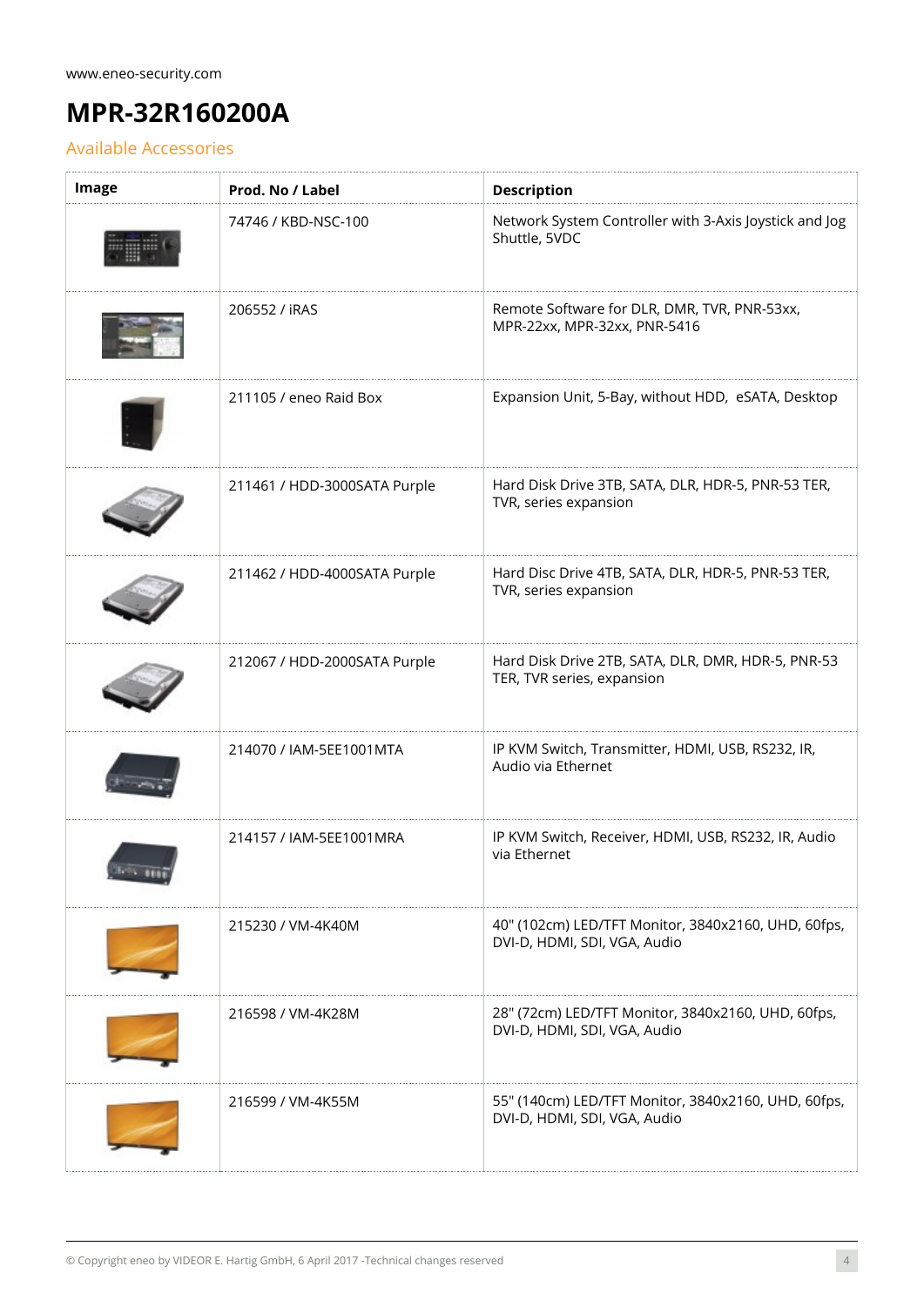# MPR-32R160200A

## Available Accessories

| Image | Prod. No / Label | Description |
|---|---|---|
| | 74746 / KBD-NSC-100 | Network System Controller with 3-Axis Joystick and Jog Shuttle, 5VDC |
| | 206552 / iRAS | Remote Software for DLR, DMR, TVR, PNR-53xx, MPR-22xx, MPR-32xx, PNR-5416 |
| | 211105 / eneo Raid Box | Expansion Unit, 5-Bay, without HDD, eSATA, Desktop |
| | 211461 / HDD-3000SATA Purple | Hard Disk Drive 3TB, SATA, DLR, HDR-5, PNR-53 TER, TVR, series expansion |
| | 211462 / HDD-4000SATA Purple | Hard Disc Drive 4TB, SATA, DLR, HDR-5, PNR-53 TER, TVR, series expansion |
| | 212067 / HDD-2000SATA Purple | Hard Disk Drive 2TB, SATA, DLR, DMR, HDR-5, PNR-53 TER, TVR series, expansion |
| | 214070 / IAM-5EE1001MTA | IP KVM Switch, Transmitter, HDMI, USB, RS232, IR, Audio via Ethernet |
| | 214157 / IAM-5EE1001MRA | IP KVM Switch, Receiver, HDMI, USB, RS232, IR, Audio via Ethernet |
| | 215230 / VM-4K40M | 40" (102cm) LED/TFT Monitor, 3840x2160, UHD, 60fps, DVI-D, HDMI, SDI, VGA, Audio |
| | 216598 / VM-4K28M | 28" (72cm) LED/TFT Monitor, 3840x2160, UHD, 60fps, DVI-D, HDMI, SDI, VGA, Audio |
| | 216599 / VM-4K55M | 55" (140cm) LED/TFT Monitor, 3840x2160, UHD, 60fps, DVI-D, HDMI, SDI, VGA, Audio |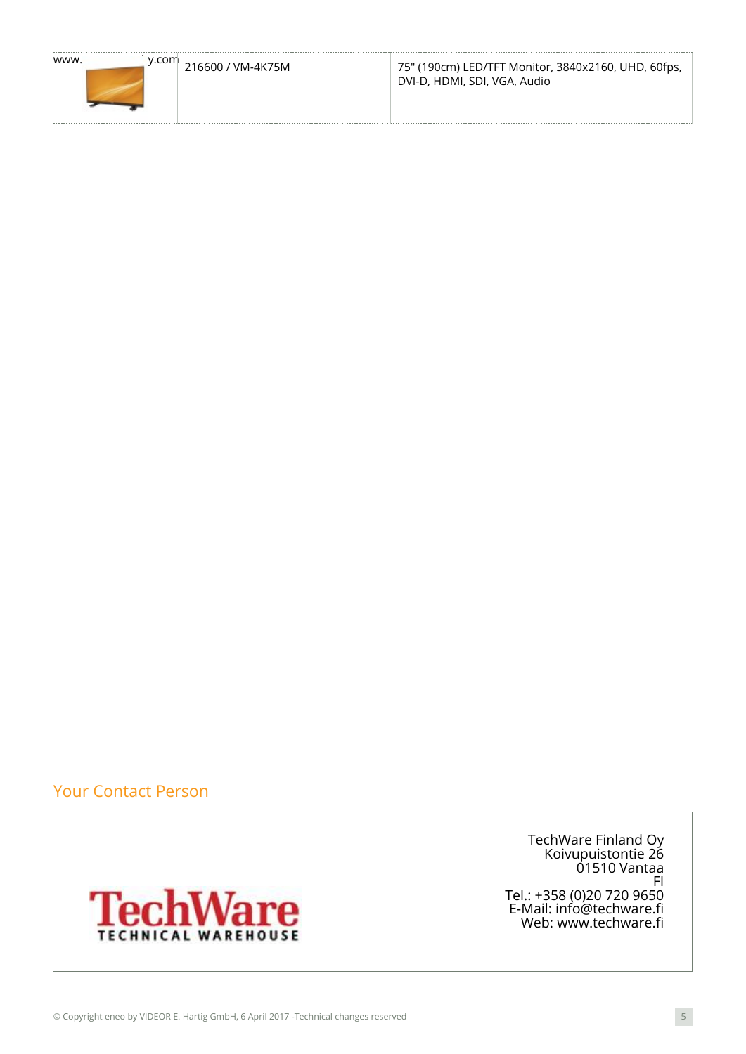| | | |
|---|---|---|
| www. y.com | 216600 / VM-4K75M | 75" (190cm) LED/TFT Monitor, 3840x2160, UHD, 60fps, DVI-D, HDMI, SDI, VGA, Audio |

## Your Contact Person

TechWare
TECHNICAL WAREHOUSE

TechWare Finland Oy
Koivupuistontie 26
01510 Vantaa
FI
Tel.: +358 (0)20 720 9650
E-Mail: info@techware.fi
Web: www.techware.fi

© Copyright eneo by VIDEOR E. Hartig GmbH, 6 April 2017 -Technical changes reserved